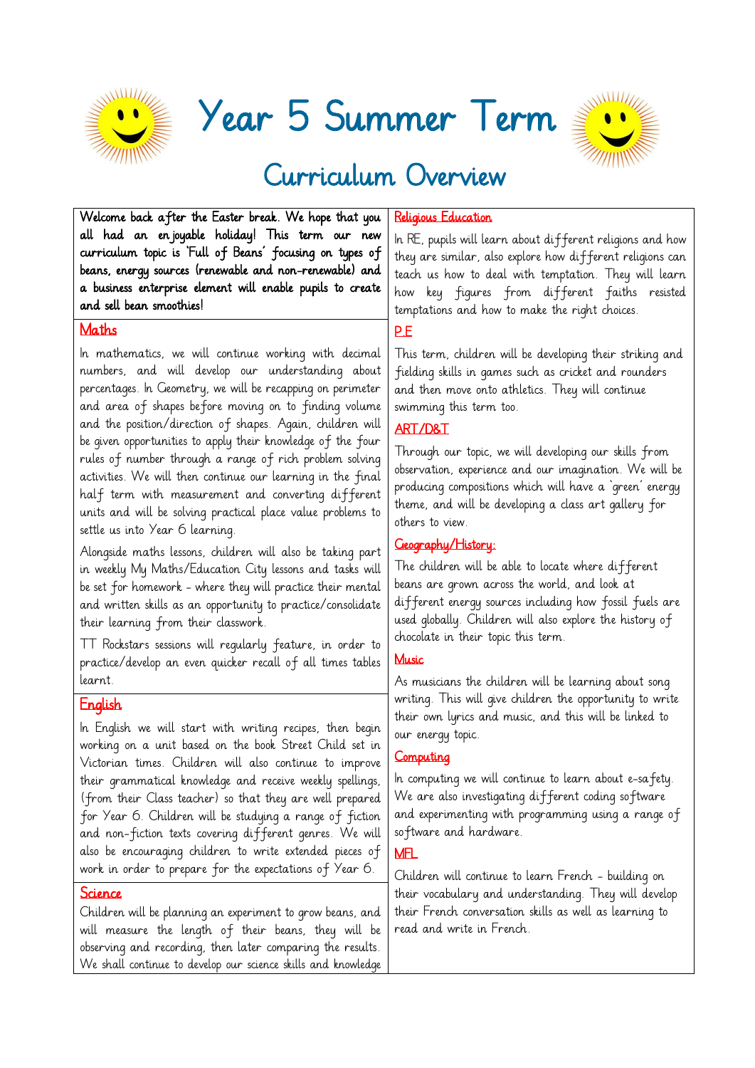# Year 5 Summer Term

## Curriculum Overview

**Welcome back after the Easter break. We hope that you all had an enjoyable holiday! This term our new curriculum topic is 'Full of Beans' focusing on types of beans, energy sources (renewable and non-renewable) and a business enterprise element will enable pupils to create and sell bean smoothies!**

### Maths

In mathematics, we will continue working with decimal numbers, and will develop our understanding about percentages. In Geometry, we will be recapping on perimeter and area of shapes before moving on to finding volume and the position/direction of shapes. Again, children will be given opportunities to apply their knowledge of the four rules of number through a range of rich problem solving activities. We will then continue our learning in the final half term with measurement and converting different units and will be solving practical place value problems to settle us into Year 6 learning.

Alongside maths lessons, children will also be taking part in weekly My Maths/Education City lessons and tasks will be set for homework - where they will practice their mental and written skills as an opportunity to practice/consolidate their learning from their classwork.

TT Rockstars sessions will regularly feature, in order to practice/develop an even quicker recall of all times tables learnt.

### English

In English we will start with writing recipes, then begin working on a unit based on the book Street Child set in Victorian times. Children will also continue to improve their grammatical knowledge and receive weekly spellings, (from their Class teacher) so that they are well prepared for Year 6. Children will be studying a range of fiction and non-fiction texts covering different genres. We will also be encouraging children to write extended pieces of work in order to prepare for the expectations of Year 6.

### Science

Children will be planning an experiment to grow beans, and will measure the length of their beans, they will be observing and recording, then later comparing the results. We shall continue to develop our science skills and knowledge

### Religious Education

In RE, pupils will learn about different religions and how they are similar, also explore how different religions can teach us how to deal with temptation. They will learn how key figures from different faiths resisted temptations and how to make the right choices.

### P.E

This term, children will be developing their striking and fielding skills in games such as cricket and rounders and then move onto athletics. They will continue swimming this term too.

### ART/D&T

Through our topic, we will developing our skills from observation, experience and our imagination. We will be producing compositions which will have a 'green' energy theme, and will be developing a class art gallery for others to view.

### Geography/History:

The children will be able to locate where different beans are grown across the world, and look at different energy sources including how fossil fuels are used globally. Children will also explore the history of chocolate in their topic this term.

### Music

As musicians the children will be learning about song writing. This will give children the opportunity to write their own lyrics and music, and this will be linked to our energy topic.

### Computing

In computing we will continue to learn about e-safety. We are also investigating different coding software and experimenting with programming using a range of software and hardware.

### MFL

Children will continue to learn French - building on their vocabulary and understanding. They will develop their French conversation skills as well as learning to read and write in French.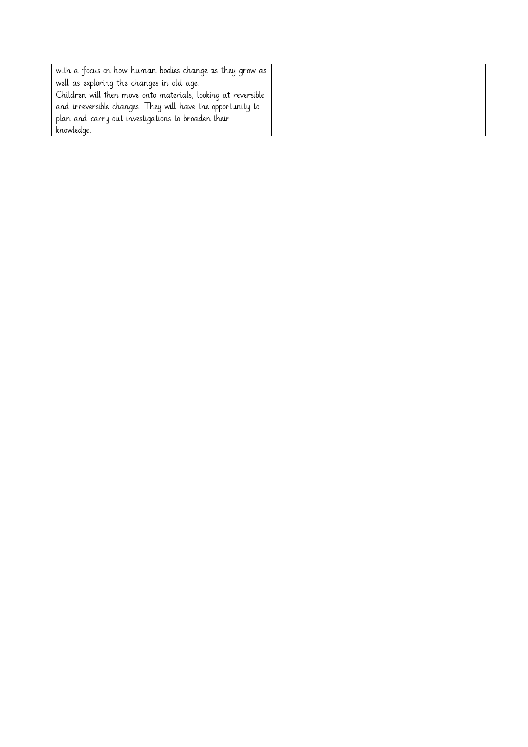| | |
|---|---|
| with a focus on how human bodies change as they grow as well as exploring the changes in old age.<br>Children will then move onto materials, looking at reversible and irreversible changes. They will have the opportunity to plan and carry out investigations to broaden their knowledge. | |